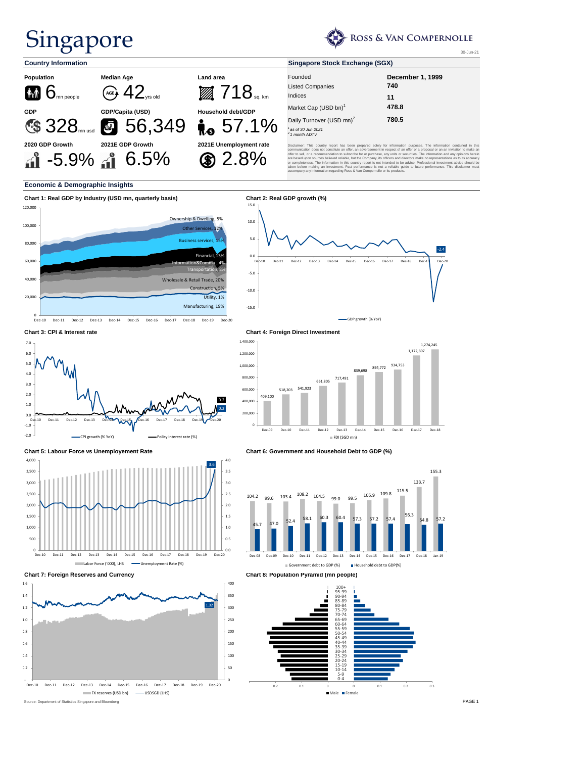# Singapore

ROSS & VAN COMPERNOLLE

30-Jun-21

## Country Information

| Population | Median Age | Land area |
|---|---|---|
| 6 mn people | 42 yrs old | 718 sq. km |
| **GDP** | **GDP/Capita (USD)** | **Household debt/GDP** |
| 328 mn usd | 56,349 | 57.1% |
| **2020 GDP Growth** | **2021E GDP Growth** | **2021E Unemployment rate** |
| -5.9% | 6.5% | 2.8% |

## Singapore Stock Exchange (SGX)

| | |
|---|---|
| Founded | December 1, 1999 |
| Listed Companies | 740 |
| Indices | 11 |
| Market Cap (USD bn)[1] | 478.8 |
| Daily Turnover (USD mn)[2] | 780.5 |

[1] *as of 30 Jun 2021*
[2] *1 month ADTV*

Disclaimer: This country report has been prepared solely for information purposes. The information contained in this communication does not constitute an offer, an advertisement in respect of an offer or a proposal or an invitation to make an offer to sell, or a recommendation to subscribe for or purchase, any units or securities. The information and any opinions herein are based upon sources believed reliable, but the Company, its officers and directors make no representations as to its accuracy or completeness. The information in this country report is not intended to be advice. Professional investment advice should be taken before making an investment. Past performance is not a reliable guide to future performance. This disclaimer must accompany any information regarding Ross & Van Compernolle or its products.

## Economic & Demographic Insights

**Chart 1: Real GDP by Industry (USD mn, quarterly basis)**

Ownership & Dwelling, 5%; Other Services, 12%; Business services, 15%; Financial, 13%; Information&Commu., 4%; Transportation, 8%; Wholesale & Retail Trade, 20%; Construction, 5%; Utility, 1%; Manufacturing, 19%

**Chart 2: Real GDP growth (%)**

GDP growth (% YoY); latest: -2.4

**Chart 3: CPI & Interest rate**

CPI growth (% YoY); Policy interest rate (%); latest: 0.2, 0.2

**Chart 4: Foreign Direct Investment**

| | Dec-09 | Dec-10 | Dec-11 | Dec-12 | Dec-13 | Dec-14 | Dec-15 | Dec-16 | Dec-17 | Dec-18 |
|---|---|---|---|---|---|---|---|---|---|---|
| FDI (SGD mn) | 409,100 | 518,203 | 541,923 | 661,805 | 717,491 | 839,698 | 894,772 | 934,753 | 1,172,607 | 1,274,245 |

**Chart 5: Labour Force vs Unemployement Rate**

Labor Force ('000), LHS; Unemployment Rate (%); latest: 3.6

**Chart 6: Government and Household Debt to GDP (%)**

| | Dec-08 | Dec-09 | Dec-10 | Dec-11 | Dec-12 | Dec-13 | Dec-14 | Dec-15 | Dec-16 | Dec-17 | Dec-18 | Jan-19 |
|---|---|---|---|---|---|---|---|---|---|---|---|---|
| Government debt to GDP (%) | 104.2 | 99.6 | 103.4 | 108.2 | 104.5 | 99.0 | 99.5 | 105.9 | 109.8 | 115.5 | 133.7 | 155.3 |
| Household debt to GDP(%) | 45.7 | 47.0 | 52.4 | 58.1 | 60.3 | 60.4 | 57.3 | 57.2 | 57.4 | 56.3 | 54.8 | 57.2 |

**Chart 7: Foreign Reserves and Currency**

FX reserves (USD bn); USDSGD (LHS); latest: 1.32

**Chart 8: Population Pyramid (mn people)**

Male; Female

Source: Department of Statistics Singapore and Bloomberg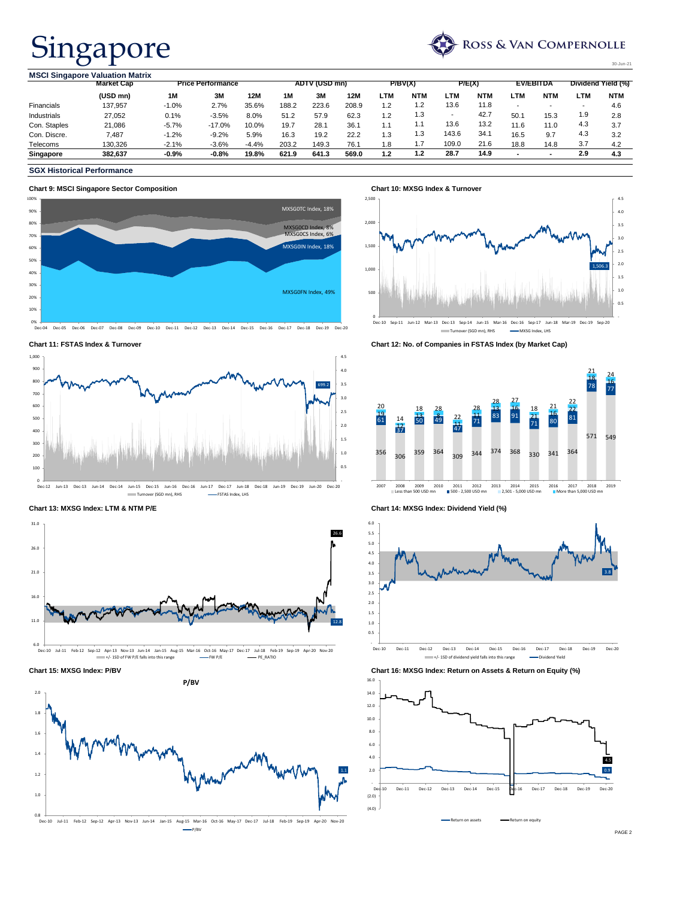# Singapore

ROSS & VAN COMPERNOLLE

30-Jun-21

**MSCI Singapore Valuation Matrix**

| | Market Cap | Price Performance | | | ADTV (USD mn) | | | P/BV(X) | | P/E(X) | | EV/EBITDA | | Dividend Yield (%) | |
|---|---|---|---|---|---|---|---|---|---|---|---|---|---|---|---|
| | (USD mn) | 1M | 3M | 12M | 1M | 3M | 12M | LTM | NTM | LTM | NTM | LTM | NTM | LTM | NTM |
| Financials | 137,957 | -1.0% | 2.7% | 35.6% | 188.2 | 223.6 | 208.9 | 1.2 | 1.2 | 13.6 | 11.8 | - | - | - | 4.6 |
| Industrials | 27,052 | 0.1% | -3.5% | 8.0% | 51.2 | 57.9 | 62.3 | 1.2 | 1.3 | - | 42.7 | 50.1 | 15.3 | 1.9 | 2.8 |
| Con. Staples | 21,086 | -5.7% | -17.0% | 10.0% | 19.7 | 28.1 | 36.1 | 1.1 | 1.1 | 13.6 | 13.2 | 11.6 | 11.0 | 4.3 | 3.7 |
| Con. Discre. | 7,487 | -1.2% | -9.2% | 5.9% | 16.3 | 19.2 | 22.2 | 1.3 | 1.3 | 143.6 | 34.1 | 16.5 | 9.7 | 4.3 | 3.2 |
| Telecoms | 130,326 | -2.1% | -3.6% | -4.4% | 203.2 | 149.3 | 76.1 | 1.8 | 1.7 | 109.0 | 21.6 | 18.8 | 14.8 | 3.7 | 4.2 |
| **Singapore** | **382,637** | **-0.9%** | **-0.8%** | **19.8%** | **621.9** | **641.3** | **569.0** | **1.2** | **1.2** | **28.7** | **14.9** | **-** | **-** | **2.9** | **4.3** |

**SGX Historical Performance**

**Chart 9: MSCI Singapore Sector Composition**

MXSG0TC Index, 18%
MXSG0CD Index, 8%
MXSG0CS Index, 6%
MXSG0IN Index, 18%
MXSG0FN Index, 49%

**Chart 10: MXSG Index & Turnover**

1,506.3
Turnover (SGD mn), RHS — MXSG Index, LHS

**Chart 11: FSTAS Index & Turnover**

699.2
Turnover (SGD mn), RHS — FSTAS Index, LHS

**Chart 12: No. of Companies in FSTAS Index (by Market Cap)**

Less than 500 USD mn — 500 - 2,500 USD mn — 2,501 - 5,000 USD mn — More than 5,000 USD mn

**Chart 13: MXSG Index: LTM & NTM P/E**

26.6
12.8
+/- 1SD of FW P/E falls into this range — FW P/E — PE_RATIO

**Chart 14: MXSG Index: Dividend Yield (%)**

3.8
+/- 1SD of dividend yield falls into this range — Dividend Yield

**Chart 15: MXSG Index: P/BV**

P/BV
1.1

**Chart 16: MXSG Index: Return on Assets & Return on Equity (%)**

4.5
0.9
Return on assets — Return on equity